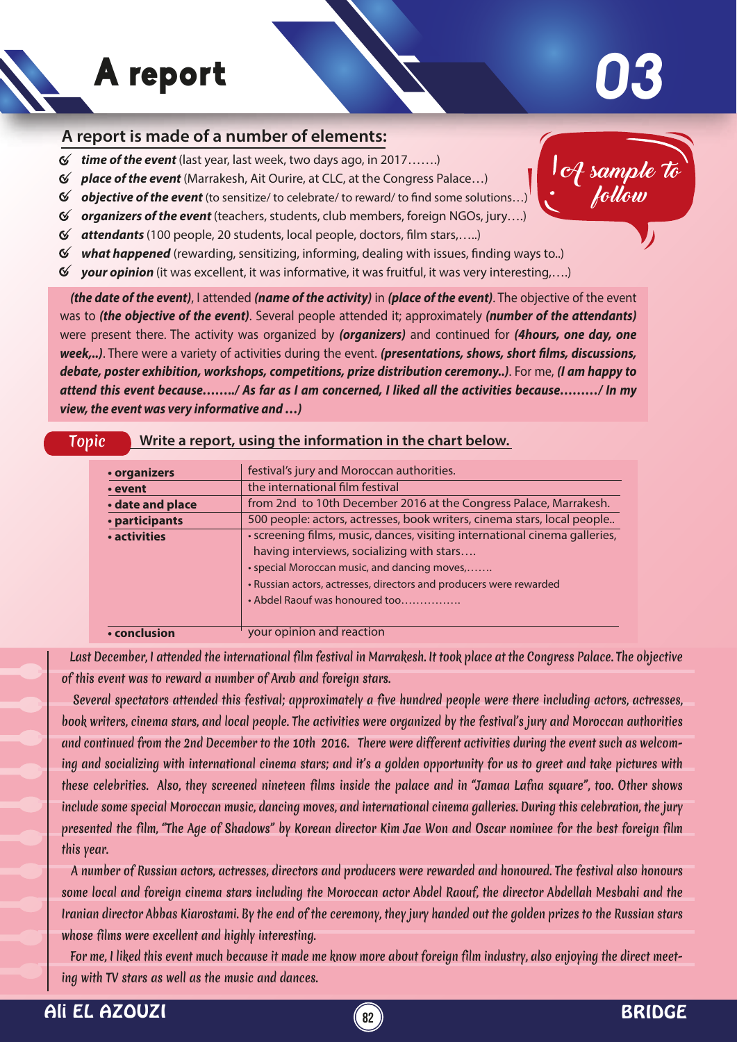# A report

# 03

## A report is made of a number of elements:

- ***time of the event*** (last year, last week, two days ago, in 2017…….)
- ***place of the event*** (Marrakesh, Ait Ourire, at CLC, at the Congress Palace…)
- ***objective of the event*** (to sensitize/ to celebrate/ to reward/ to find some solutions…)
- ***organizers of the event*** (teachers, students, club members, foreign NGOs, jury….)
- ***attendants*** (100 people, 20 students, local people, doctors, film stars,…..)
- ***what happened*** (rewarding, sensitizing, informing, dealing with issues, finding ways to..)
- ***your opinion*** (it was excellent, it was informative, it was fruitful, it was very interesting,….)

*A sample to follow*

***(the date of the event)***, I attended ***(name of the activity)*** in ***(place of the event)***. The objective of the event was to ***(the objective of the event)***. Several people attended it; approximately ***(number of the attendants)*** were present there. The activity was organized by ***(organizers)*** and continued for ***(4hours, one day, one week,..)***. There were a variety of activities during the event. ***(presentations, shows, short films, discussions, debate, poster exhibition, workshops, competitions, prize distribution ceremony..)***. For me, ***(I am happy to attend this event because……../ As far as I am concerned, I liked all the activities because………/ In my view, the event was very informative and …)***

**Topic** **Write a report, using the information in the chart below.**

| | |
|---|---|
| **• organizers** | festival's jury and Moroccan authorities. |
| **• event** | the international film festival |
| **• date and place** | from 2nd to 10th December 2016 at the Congress Palace, Marrakesh. |
| **• participants** | 500 people: actors, actresses, book writers, cinema stars, local people.. |
| **• activities** | • screening films, music, dances, visiting international cinema galleries, having interviews, socializing with stars….<br>• special Moroccan music, and dancing moves,…….<br>• Russian actors, actresses, directors and producers were rewarded<br>• Abdel Raouf was honoured too……………. |
| **• conclusion** | your opinion and reaction |

*Last December, I attended the international film festival in Marrakesh. It took place at the Congress Palace. The objective of this event was to reward a number of Arab and foreign stars.*

*Several spectators attended this festival; approximately a five hundred people were there including actors, actresses, book writers, cinema stars, and local people. The activities were organized by the festival's jury and Moroccan authorities and continued from the 2nd December to the 10th 2016. There were different activities during the event such as welcoming and socializing with international cinema stars; and it's a golden opportunity for us to greet and take pictures with these celebrities. Also, they screened nineteen films inside the palace and in "Jamaa Lafna square", too. Other shows include some special Moroccan music, dancing moves, and international cinema galleries. During this celebration, the jury presented the film, "The Age of Shadows" by Korean director Kim Jae Won and Oscar nominee for the best foreign film this year.*

*A number of Russian actors, actresses, directors and producers were rewarded and honoured. The festival also honours some local and foreign cinema stars including the Moroccan actor Abdel Raouf, the director Abdellah Mesbahi and the Iranian director Abbas Kiarostami. By the end of the ceremony, they jury handed out the golden prizes to the Russian stars whose films were excellent and highly interesting.*

*For me, I liked this event much because it made me know more about foreign film industry, also enjoying the direct meeting with TV stars as well as the music and dances.*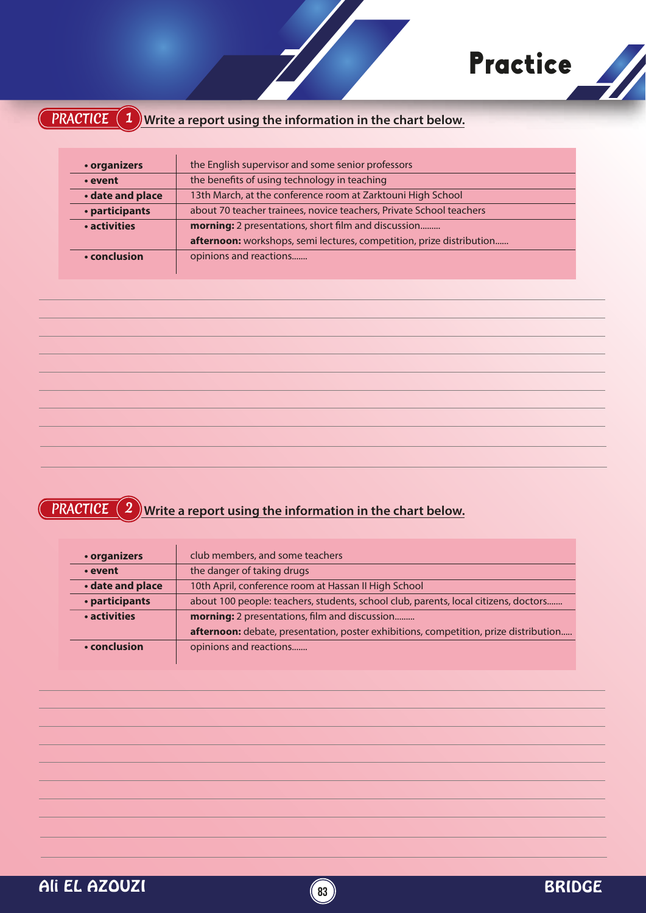# Practice

## PRACTICE 1 Write a report using the information in the chart below.

| | |
|---|---|
| • **organizers** | the English supervisor and some senior professors |
| • **event** | the benefits of using technology in teaching |
| • **date and place** | 13th March, at the conference room at Zarktouni High School |
| • **participants** | about 70 teacher trainees, novice teachers, Private School teachers |
| • **activities** | **morning:** 2 presentations, short film and discussion......... **afternoon:** workshops, semi lectures, competition, prize distribution...... |
| • **conclusion** | opinions and reactions....... |

## PRACTICE 2 Write a report using the information in the chart below.

| | |
|---|---|
| • **organizers** | club members, and some teachers |
| • **event** | the danger of taking drugs |
| • **date and place** | 10th April, conference room at Hassan II High School |
| • **participants** | about 100 people: teachers, students, school club, parents, local citizens, doctors....... |
| • **activities** | **morning:** 2 presentations, film and discussion......... **afternoon:** debate, presentation, poster exhibitions, competition, prize distribution..... |
| • **conclusion** | opinions and reactions....... |